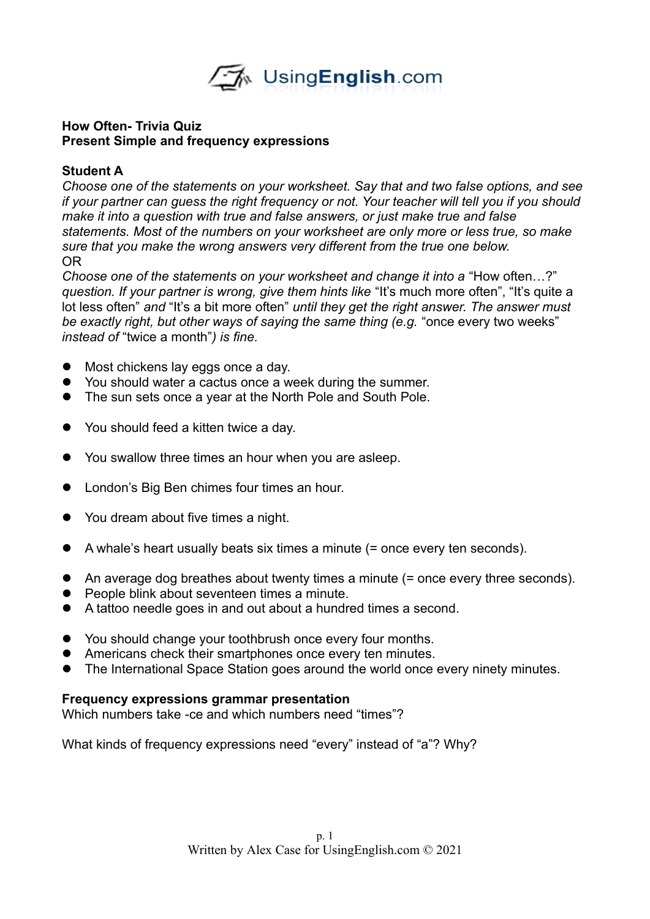**How Often- Trivia Quiz**
**Present Simple and frequency expressions**

**Student A**

*Choose one of the statements on your worksheet. Say that and two false options, and see if your partner can guess the right frequency or not. Your teacher will tell you if you should make it into a question with true and false answers, or just make true and false statements. Most of the numbers on your worksheet are only more or less true, so make sure that you make the wrong answers very different from the true one below.*

OR

*Choose one of the statements on your worksheet and change it into a* "How often…?" *question. If your partner is wrong, give them hints like* "It's much more often", "It's quite a lot less often" *and* "It's a bit more often" *until they get the right answer. The answer must be exactly right, but other ways of saying the same thing (e.g.* "once every two weeks" *instead of* "twice a month"*) is fine.*

- Most chickens lay eggs once a day.
- You should water a cactus once a week during the summer.
- The sun sets once a year at the North Pole and South Pole.

- You should feed a kitten twice a day.

- You swallow three times an hour when you are asleep.

- London's Big Ben chimes four times an hour.

- You dream about five times a night.

- A whale's heart usually beats six times a minute (= once every ten seconds).

- An average dog breathes about twenty times a minute (= once every three seconds).
- People blink about seventeen times a minute.
- A tattoo needle goes in and out about a hundred times a second.

- You should change your toothbrush once every four months.
- Americans check their smartphones once every ten minutes.
- The International Space Station goes around the world once every ninety minutes.

**Frequency expressions grammar presentation**

Which numbers take -ce and which numbers need "times"?

What kinds of frequency expressions need "every" instead of "a"? Why?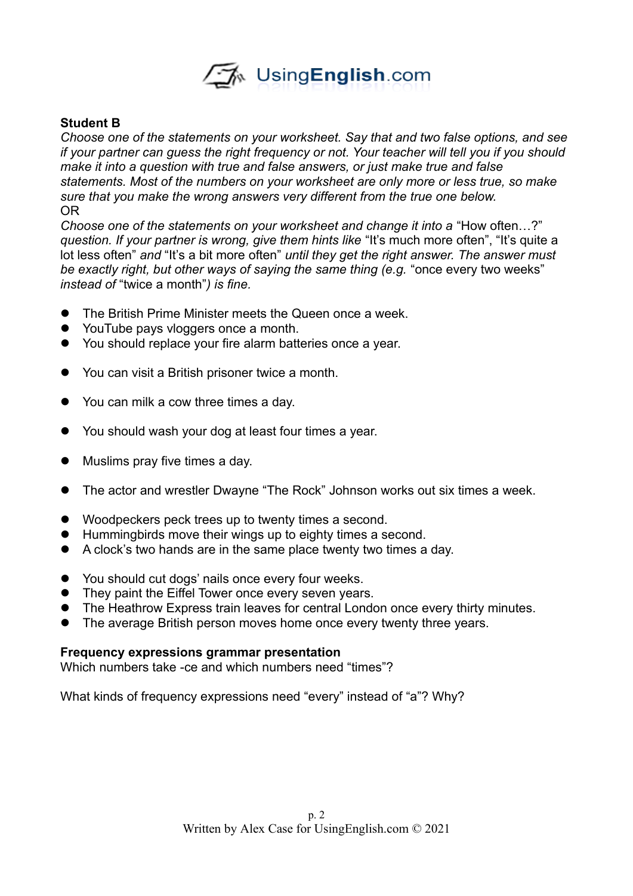**Student B**

*Choose one of the statements on your worksheet. Say that and two false options, and see if your partner can guess the right frequency or not. Your teacher will tell you if you should make it into a question with true and false answers, or just make true and false statements. Most of the numbers on your worksheet are only more or less true, so make sure that you make the wrong answers very different from the true one below.*
OR
*Choose one of the statements on your worksheet and change it into a* "How often…?" *question. If your partner is wrong, give them hints like* "It's much more often", "It's quite a lot less often" *and* "It's a bit more often" *until they get the right answer. The answer must be exactly right, but other ways of saying the same thing (e.g.* "once every two weeks" *instead of* "twice a month"*) is fine.*

- The British Prime Minister meets the Queen once a week.
- YouTube pays vloggers once a month.
- You should replace your fire alarm batteries once a year.

- You can visit a British prisoner twice a month.

- You can milk a cow three times a day.

- You should wash your dog at least four times a year.

- Muslims pray five times a day.

- The actor and wrestler Dwayne "The Rock" Johnson works out six times a week.

- Woodpeckers peck trees up to twenty times a second.
- Hummingbirds move their wings up to eighty times a second.
- A clock's two hands are in the same place twenty two times a day.

- You should cut dogs' nails once every four weeks.
- They paint the Eiffel Tower once every seven years.
- The Heathrow Express train leaves for central London once every thirty minutes.
- The average British person moves home once every twenty three years.

**Frequency expressions grammar presentation**
Which numbers take -ce and which numbers need "times"?

What kinds of frequency expressions need "every" instead of "a"? Why?

Written by Alex Case for UsingEnglish.com © 2021